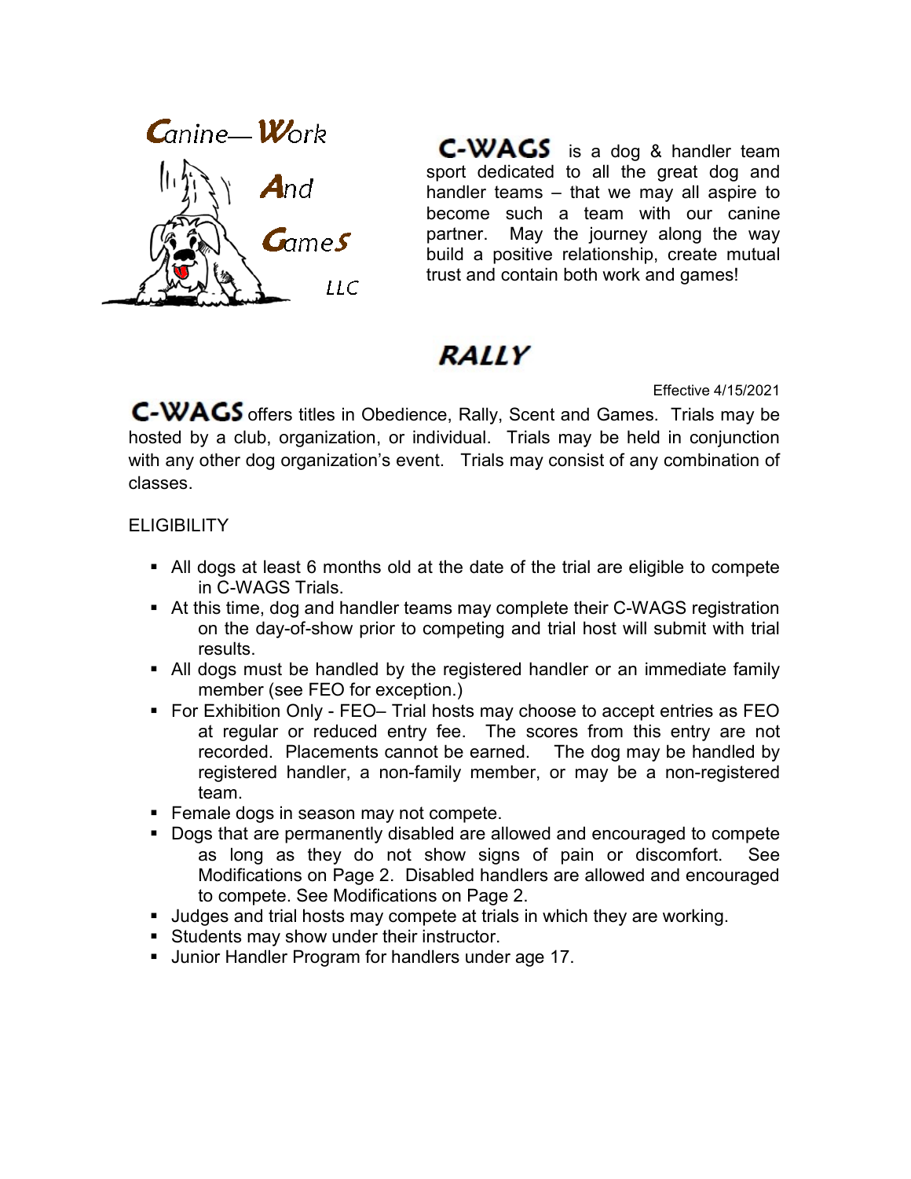Canine—Work And Games LLC

**C-WAGS** is a dog & handler team sport dedicated to all the great dog and handler teams – that we may all aspire to become such a team with our canine partner. May the journey along the way build a positive relationship, create mutual trust and contain both work and games!

# RALLY

Effective 4/15/2021

**C-WAGS** offers titles in Obedience, Rally, Scent and Games. Trials may be hosted by a club, organization, or individual. Trials may be held in conjunction with any other dog organization's event. Trials may consist of any combination of classes.

ELIGIBILITY

- All dogs at least 6 months old at the date of the trial are eligible to compete in C-WAGS Trials.
- At this time, dog and handler teams may complete their C-WAGS registration on the day-of-show prior to competing and trial host will submit with trial results.
- All dogs must be handled by the registered handler or an immediate family member (see FEO for exception.)
- For Exhibition Only - FEO– Trial hosts may choose to accept entries as FEO at regular or reduced entry fee. The scores from this entry are not recorded. Placements cannot be earned. The dog may be handled by registered handler, a non-family member, or may be a non-registered team.
- Female dogs in season may not compete.
- Dogs that are permanently disabled are allowed and encouraged to compete as long as they do not show signs of pain or discomfort. See Modifications on Page 2. Disabled handlers are allowed and encouraged to compete. See Modifications on Page 2.
- Judges and trial hosts may compete at trials in which they are working.
- Students may show under their instructor.
- Junior Handler Program for handlers under age 17.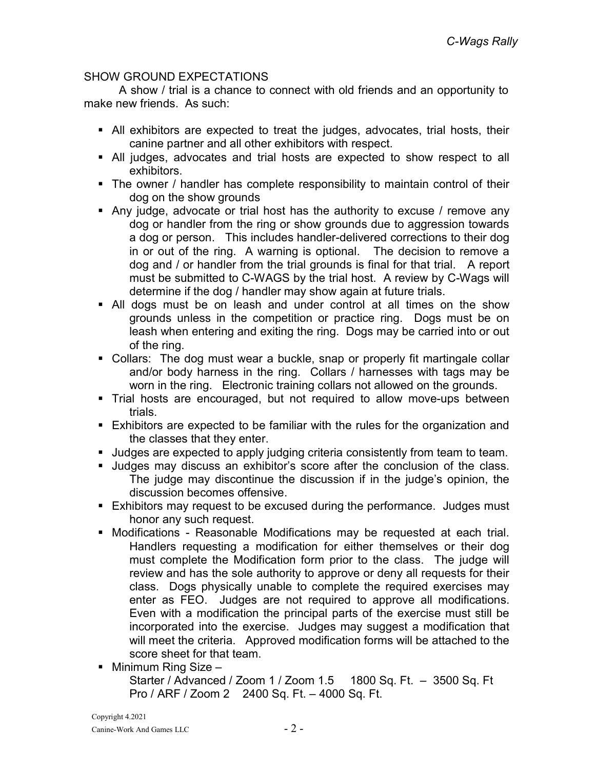## SHOW GROUND EXPECTATIONS

A show / trial is a chance to connect with old friends and an opportunity to make new friends. As such:

- All exhibitors are expected to treat the judges, advocates, trial hosts, their canine partner and all other exhibitors with respect.
- All judges, advocates and trial hosts are expected to show respect to all exhibitors.
- The owner / handler has complete responsibility to maintain control of their dog on the show grounds
- Any judge, advocate or trial host has the authority to excuse / remove any dog or handler from the ring or show grounds due to aggression towards a dog or person. This includes handler-delivered corrections to their dog in or out of the ring. A warning is optional. The decision to remove a dog and / or handler from the trial grounds is final for that trial. A report must be submitted to C-WAGS by the trial host. A review by C-Wags will determine if the dog / handler may show again at future trials.
- All dogs must be on leash and under control at all times on the show grounds unless in the competition or practice ring. Dogs must be on leash when entering and exiting the ring. Dogs may be carried into or out of the ring.
- Collars: The dog must wear a buckle, snap or properly fit martingale collar and/or body harness in the ring. Collars / harnesses with tags may be worn in the ring. Electronic training collars not allowed on the grounds.
- Trial hosts are encouraged, but not required to allow move-ups between trials.
- Exhibitors are expected to be familiar with the rules for the organization and the classes that they enter.
- Judges are expected to apply judging criteria consistently from team to team.
- Judges may discuss an exhibitor's score after the conclusion of the class. The judge may discontinue the discussion if in the judge's opinion, the discussion becomes offensive.
- Exhibitors may request to be excused during the performance. Judges must honor any such request.
- Modifications - Reasonable Modifications may be requested at each trial. Handlers requesting a modification for either themselves or their dog must complete the Modification form prior to the class. The judge will review and has the sole authority to approve or deny all requests for their class. Dogs physically unable to complete the required exercises may enter as FEO. Judges are not required to approve all modifications. Even with a modification the principal parts of the exercise must still be incorporated into the exercise. Judges may suggest a modification that will meet the criteria. Approved modification forms will be attached to the score sheet for that team.
- Minimum Ring Size –
  - Starter / Advanced / Zoom 1 / Zoom 1.5 1800 Sq. Ft. – 3500 Sq. Ft
  - Pro / ARF / Zoom 2 2400 Sq. Ft. – 4000 Sq. Ft.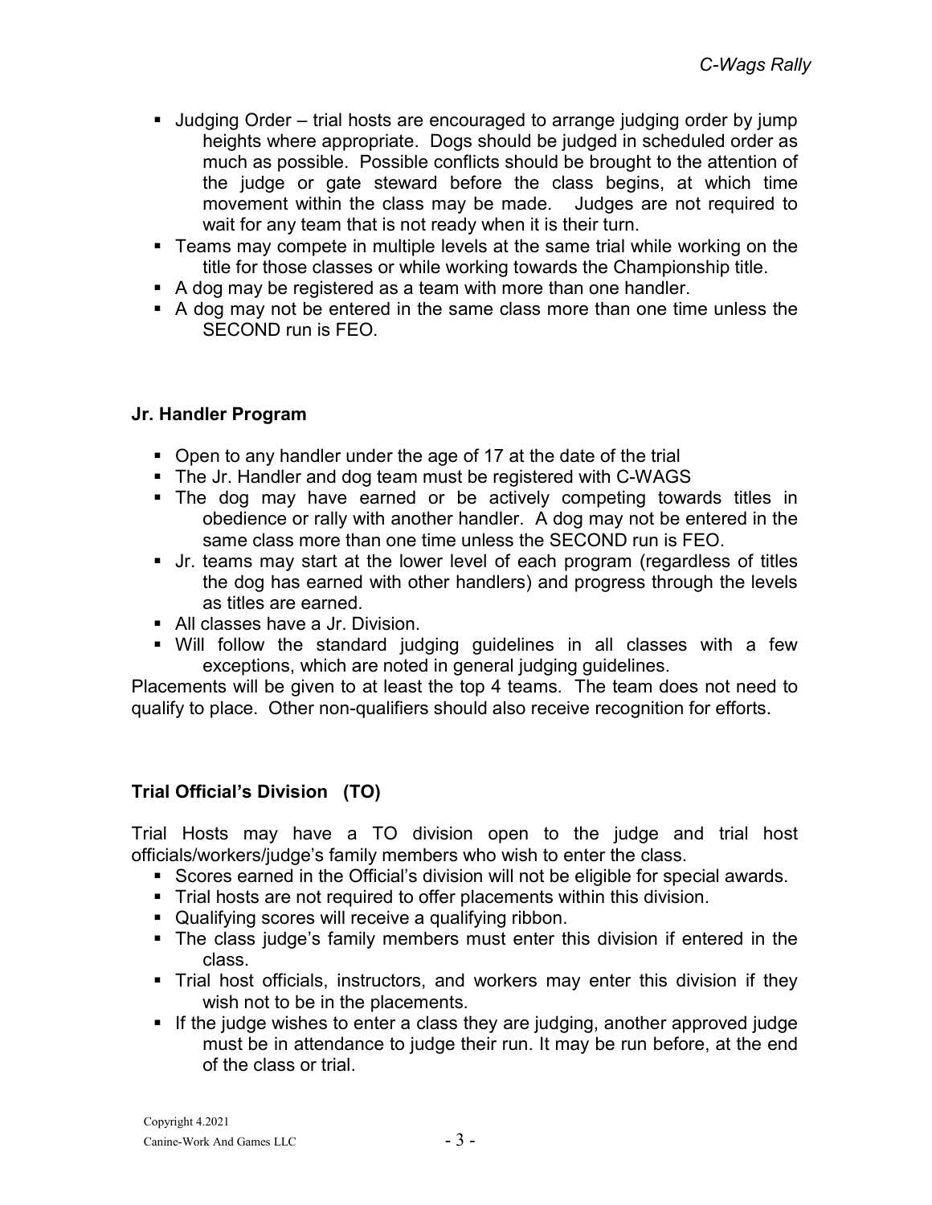- Judging Order – trial hosts are encouraged to arrange judging order by jump heights where appropriate. Dogs should be judged in scheduled order as much as possible. Possible conflicts should be brought to the attention of the judge or gate steward before the class begins, at which time movement within the class may be made. Judges are not required to wait for any team that is not ready when it is their turn.
- Teams may compete in multiple levels at the same trial while working on the title for those classes or while working towards the Championship title.
- A dog may be registered as a team with more than one handler.
- A dog may not be entered in the same class more than one time unless the SECOND run is FEO.

**Jr. Handler Program**

- Open to any handler under the age of 17 at the date of the trial
- The Jr. Handler and dog team must be registered with C-WAGS
- The dog may have earned or be actively competing towards titles in obedience or rally with another handler. A dog may not be entered in the same class more than one time unless the SECOND run is FEO.
- Jr. teams may start at the lower level of each program (regardless of titles the dog has earned with other handlers) and progress through the levels as titles are earned.
- All classes have a Jr. Division.
- Will follow the standard judging guidelines in all classes with a few exceptions, which are noted in general judging guidelines.

Placements will be given to at least the top 4 teams. The team does not need to qualify to place. Other non-qualifiers should also receive recognition for efforts.

**Trial Official's Division (TO)**

Trial Hosts may have a TO division open to the judge and trial host officials/workers/judge's family members who wish to enter the class.

- Scores earned in the Official's division will not be eligible for special awards.
- Trial hosts are not required to offer placements within this division.
- Qualifying scores will receive a qualifying ribbon.
- The class judge's family members must enter this division if entered in the class.
- Trial host officials, instructors, and workers may enter this division if they wish not to be in the placements.
- If the judge wishes to enter a class they are judging, another approved judge must be in attendance to judge their run. It may be run before, at the end of the class or trial.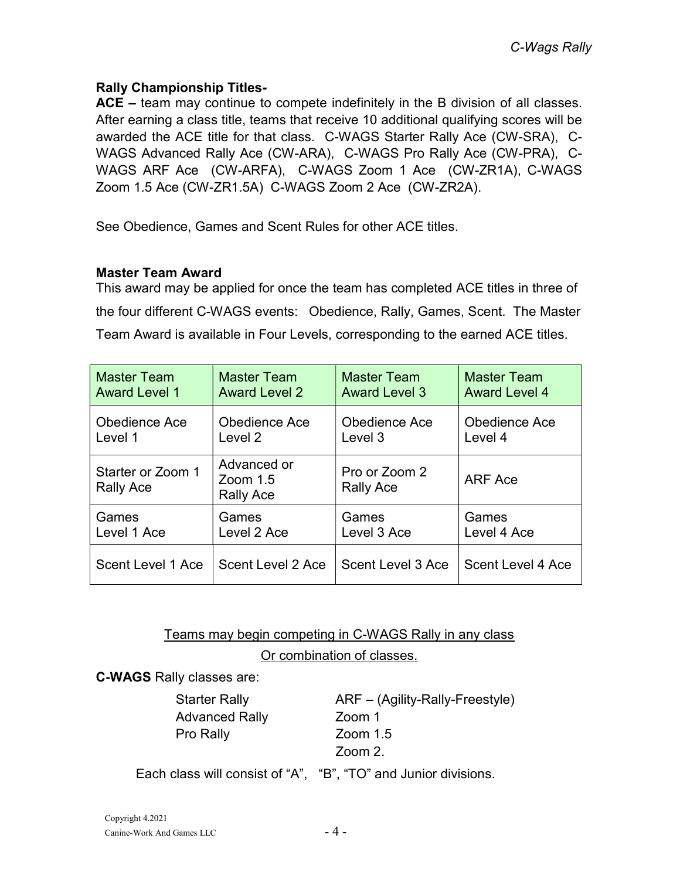**Rally Championship Titles-**

**ACE –** team may continue to compete indefinitely in the B division of all classes. After earning a class title, teams that receive 10 additional qualifying scores will be awarded the ACE title for that class. C-WAGS Starter Rally Ace (CW-SRA), C-WAGS Advanced Rally Ace (CW-ARA), C-WAGS Pro Rally Ace (CW-PRA), C-WAGS ARF Ace (CW-ARFA), C-WAGS Zoom 1 Ace (CW-ZR1A), C-WAGS Zoom 1.5 Ace (CW-ZR1.5A) C-WAGS Zoom 2 Ace (CW-ZR2A).

See Obedience, Games and Scent Rules for other ACE titles.

**Master Team Award**

This award may be applied for once the team has completed ACE titles in three of the four different C-WAGS events: Obedience, Rally, Games, Scent. The Master Team Award is available in Four Levels, corresponding to the earned ACE titles.

| Master Team Award Level 1 | Master Team Award Level 2 | Master Team Award Level 3 | Master Team Award Level 4 |
|---|---|---|---|
| Obedience Ace Level 1 | Obedience Ace Level 2 | Obedience Ace Level 3 | Obedience Ace Level 4 |
| Starter or Zoom 1 Rally Ace | Advanced or Zoom 1.5 Rally Ace | Pro or Zoom 2 Rally Ace | ARF Ace |
| Games Level 1 Ace | Games Level 2 Ace | Games Level 3 Ace | Games Level 4 Ace |
| Scent Level 1 Ace | Scent Level 2 Ace | Scent Level 3 Ace | Scent Level 4 Ace |

<u>Teams may begin competing in C-WAGS Rally in any class</u>
<u>Or combination of classes.</u>

**C-WAGS** Rally classes are:

- Starter Rally
- Advanced Rally
- Pro Rally
- ARF – (Agility-Rally-Freestyle)
- Zoom 1
- Zoom 1.5
- Zoom 2.

Each class will consist of "A", "B", "TO" and Junior divisions.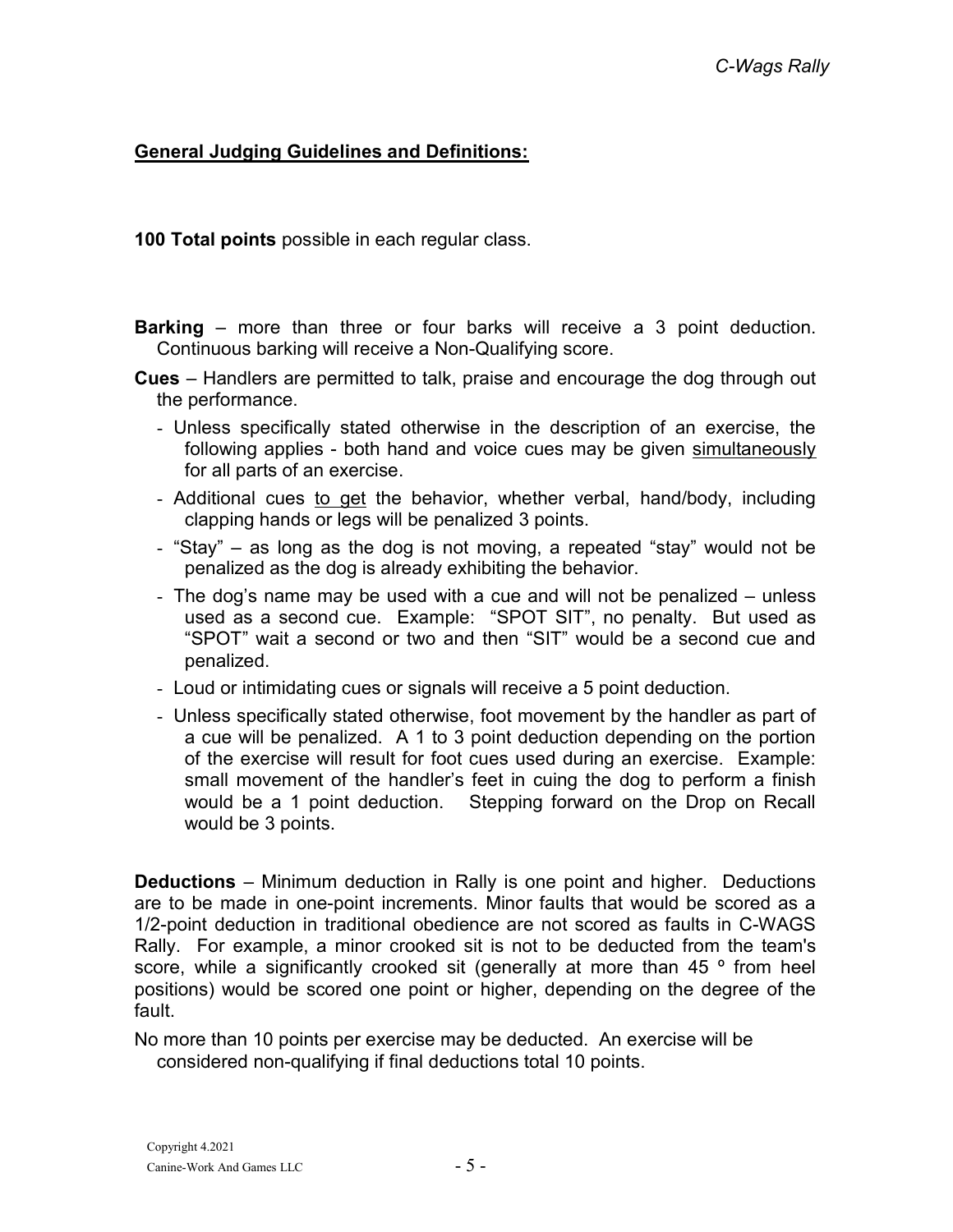## General Judging Guidelines and Definitions:

**100 Total points** possible in each regular class.

**Barking** – more than three or four barks will receive a 3 point deduction. Continuous barking will receive a Non-Qualifying score.

**Cues** – Handlers are permitted to talk, praise and encourage the dog through out the performance.

- Unless specifically stated otherwise in the description of an exercise, the following applies - both hand and voice cues may be given <u>simultaneously</u> for all parts of an exercise.
- Additional cues <u>to get</u> the behavior, whether verbal, hand/body, including clapping hands or legs will be penalized 3 points.
- "Stay" – as long as the dog is not moving, a repeated "stay" would not be penalized as the dog is already exhibiting the behavior.
- The dog's name may be used with a cue and will not be penalized – unless used as a second cue. Example: "SPOT SIT", no penalty. But used as "SPOT" wait a second or two and then "SIT" would be a second cue and penalized.
- Loud or intimidating cues or signals will receive a 5 point deduction.
- Unless specifically stated otherwise, foot movement by the handler as part of a cue will be penalized. A 1 to 3 point deduction depending on the portion of the exercise will result for foot cues used during an exercise. Example: small movement of the handler's feet in cuing the dog to perform a finish would be a 1 point deduction. Stepping forward on the Drop on Recall would be 3 points.

**Deductions** – Minimum deduction in Rally is one point and higher. Deductions are to be made in one-point increments. Minor faults that would be scored as a 1/2-point deduction in traditional obedience are not scored as faults in C-WAGS Rally. For example, a minor crooked sit is not to be deducted from the team's score, while a significantly crooked sit (generally at more than 45 º from heel positions) would be scored one point or higher, depending on the degree of the fault.

No more than 10 points per exercise may be deducted. An exercise will be considered non-qualifying if final deductions total 10 points.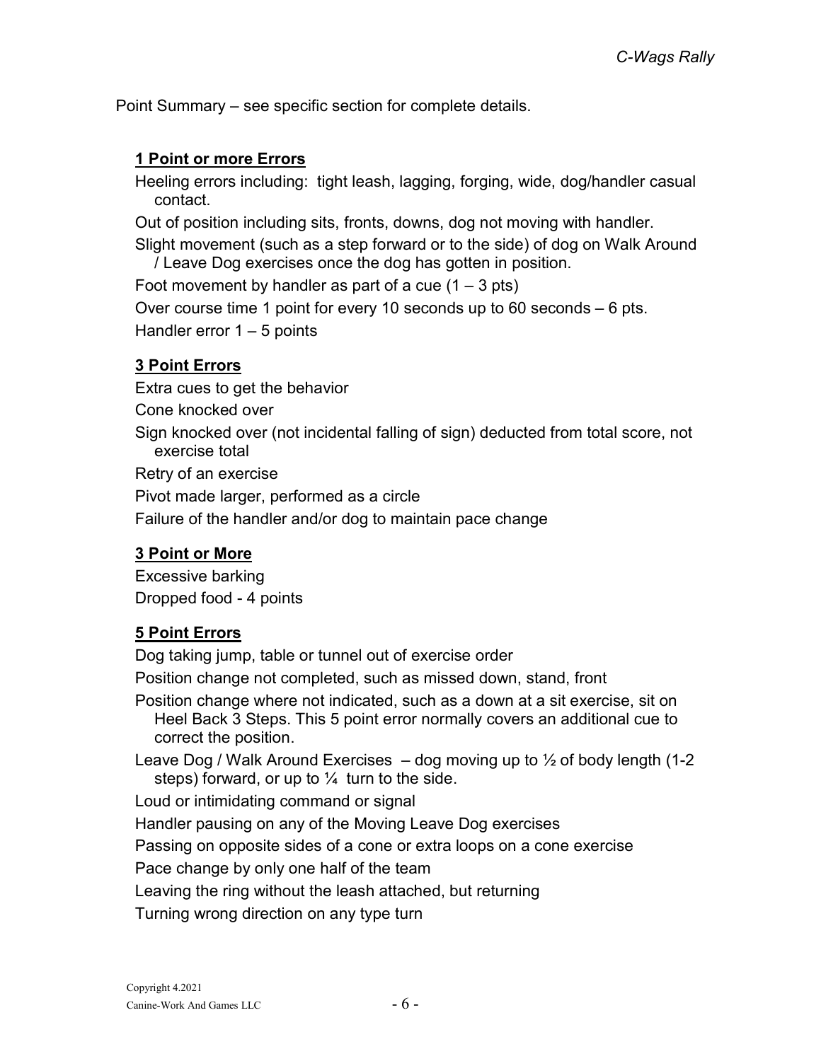Point Summary – see specific section for complete details.

**1 Point or more Errors**

Heeling errors including: tight leash, lagging, forging, wide, dog/handler casual contact.

Out of position including sits, fronts, downs, dog not moving with handler.

Slight movement (such as a step forward or to the side) of dog on Walk Around / Leave Dog exercises once the dog has gotten in position.

Foot movement by handler as part of a cue (1 – 3 pts)

Over course time 1 point for every 10 seconds up to 60 seconds – 6 pts.

Handler error 1 – 5 points

**3 Point Errors**

Extra cues to get the behavior

Cone knocked over

Sign knocked over (not incidental falling of sign) deducted from total score, not exercise total

Retry of an exercise

Pivot made larger, performed as a circle

Failure of the handler and/or dog to maintain pace change

**3 Point or More**

Excessive barking

Dropped food - 4 points

**5 Point Errors**

Dog taking jump, table or tunnel out of exercise order

Position change not completed, such as missed down, stand, front

Position change where not indicated, such as a down at a sit exercise, sit on Heel Back 3 Steps. This 5 point error normally covers an additional cue to correct the position.

Leave Dog / Walk Around Exercises – dog moving up to ½ of body length (1-2 steps) forward, or up to ¼ turn to the side.

Loud or intimidating command or signal

Handler pausing on any of the Moving Leave Dog exercises

Passing on opposite sides of a cone or extra loops on a cone exercise

Pace change by only one half of the team

Leaving the ring without the leash attached, but returning

Turning wrong direction on any type turn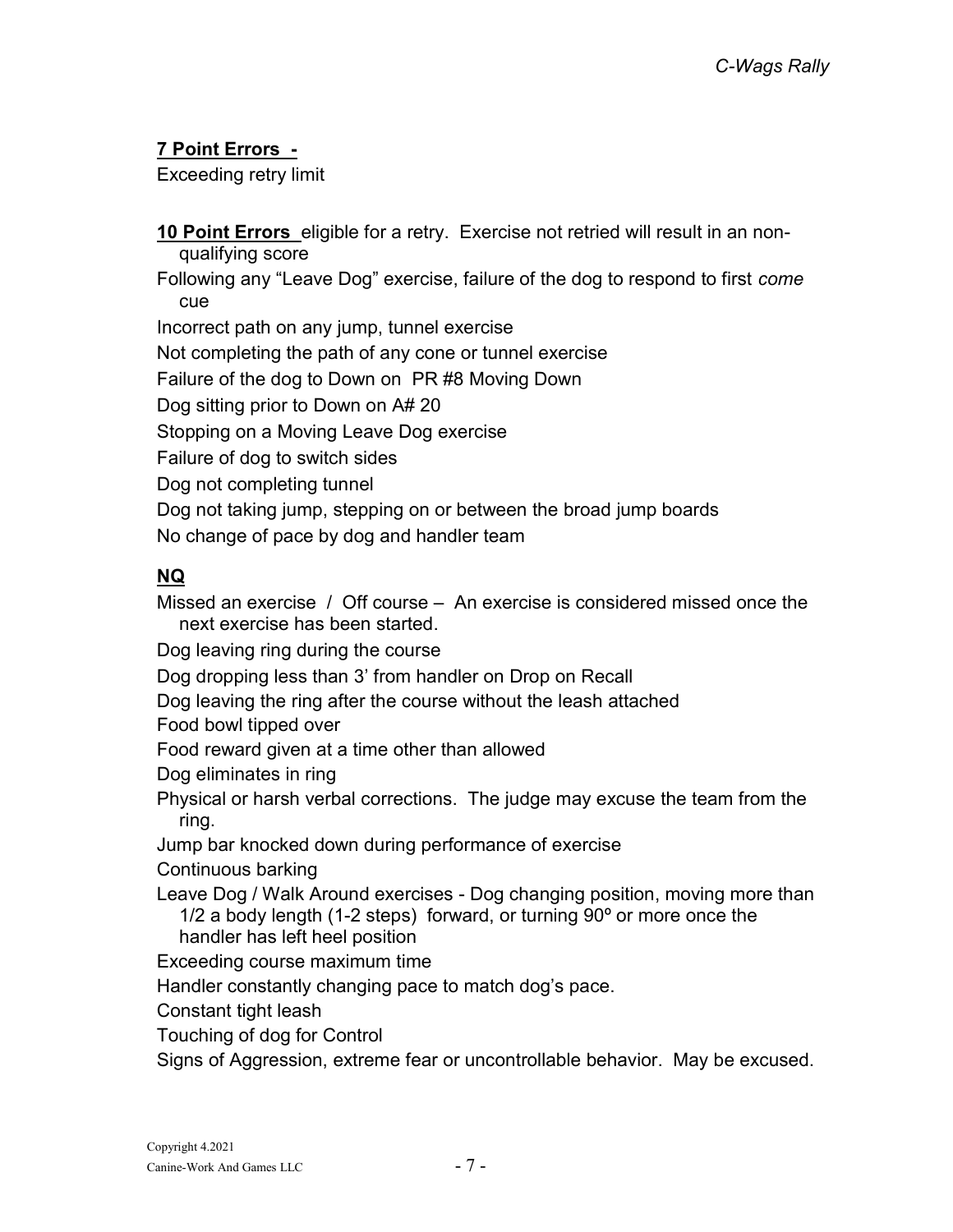**7 Point Errors -**

Exceeding retry limit

**10 Point Errors** eligible for a retry. Exercise not retried will result in an non-qualifying score

Following any "Leave Dog" exercise, failure of the dog to respond to first *come* cue

Incorrect path on any jump, tunnel exercise

Not completing the path of any cone or tunnel exercise

Failure of the dog to Down on PR #8 Moving Down

Dog sitting prior to Down on A# 20

Stopping on a Moving Leave Dog exercise

Failure of dog to switch sides

Dog not completing tunnel

Dog not taking jump, stepping on or between the broad jump boards

No change of pace by dog and handler team

**NQ**

Missed an exercise / Off course – An exercise is considered missed once the next exercise has been started.

Dog leaving ring during the course

Dog dropping less than 3' from handler on Drop on Recall

Dog leaving the ring after the course without the leash attached

Food bowl tipped over

Food reward given at a time other than allowed

Dog eliminates in ring

Physical or harsh verbal corrections. The judge may excuse the team from the ring.

Jump bar knocked down during performance of exercise

Continuous barking

Leave Dog / Walk Around exercises - Dog changing position, moving more than 1/2 a body length (1-2 steps) forward, or turning 90º or more once the handler has left heel position

Exceeding course maximum time

Handler constantly changing pace to match dog's pace.

Constant tight leash

Touching of dog for Control

Signs of Aggression, extreme fear or uncontrollable behavior. May be excused.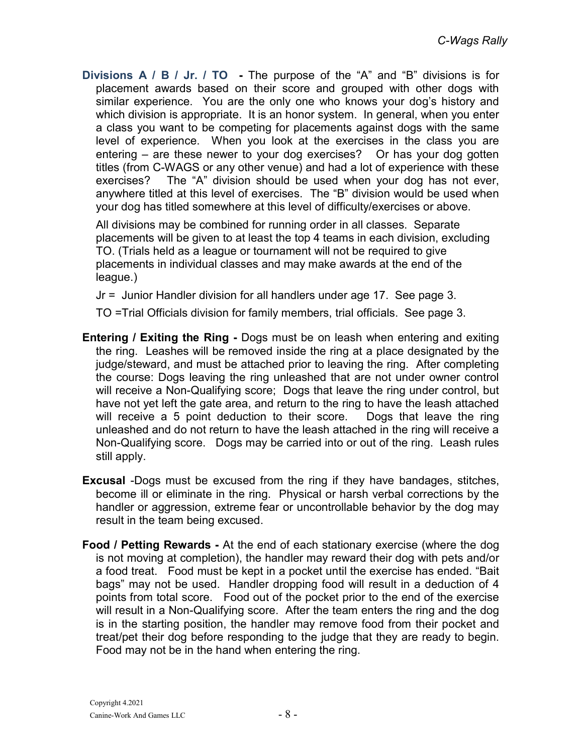**Divisions A / B / Jr. / TO** - The purpose of the "A" and "B" divisions is for placement awards based on their score and grouped with other dogs with similar experience. You are the only one who knows your dog's history and which division is appropriate. It is an honor system. In general, when you enter a class you want to be competing for placements against dogs with the same level of experience. When you look at the exercises in the class you are entering – are these newer to your dog exercises? Or has your dog gotten titles (from C-WAGS or any other venue) and had a lot of experience with these exercises? The "A" division should be used when your dog has not ever, anywhere titled at this level of exercises. The "B" division would be used when your dog has titled somewhere at this level of difficulty/exercises or above.

All divisions may be combined for running order in all classes. Separate placements will be given to at least the top 4 teams in each division, excluding TO. (Trials held as a league or tournament will not be required to give placements in individual classes and may make awards at the end of the league.)

Jr = Junior Handler division for all handlers under age 17. See page 3.

TO =Trial Officials division for family members, trial officials. See page 3.

**Entering / Exiting the Ring** - Dogs must be on leash when entering and exiting the ring. Leashes will be removed inside the ring at a place designated by the judge/steward, and must be attached prior to leaving the ring. After completing the course: Dogs leaving the ring unleashed that are not under owner control will receive a Non-Qualifying score; Dogs that leave the ring under control, but have not yet left the gate area, and return to the ring to have the leash attached will receive a 5 point deduction to their score. Dogs that leave the ring unleashed and do not return to have the leash attached in the ring will receive a Non-Qualifying score. Dogs may be carried into or out of the ring. Leash rules still apply.

**Excusal** -Dogs must be excused from the ring if they have bandages, stitches, become ill or eliminate in the ring. Physical or harsh verbal corrections by the handler or aggression, extreme fear or uncontrollable behavior by the dog may result in the team being excused.

**Food / Petting Rewards** - At the end of each stationary exercise (where the dog is not moving at completion), the handler may reward their dog with pets and/or a food treat. Food must be kept in a pocket until the exercise has ended. "Bait bags" may not be used. Handler dropping food will result in a deduction of 4 points from total score. Food out of the pocket prior to the end of the exercise will result in a Non-Qualifying score. After the team enters the ring and the dog is in the starting position, the handler may remove food from their pocket and treat/pet their dog before responding to the judge that they are ready to begin. Food may not be in the hand when entering the ring.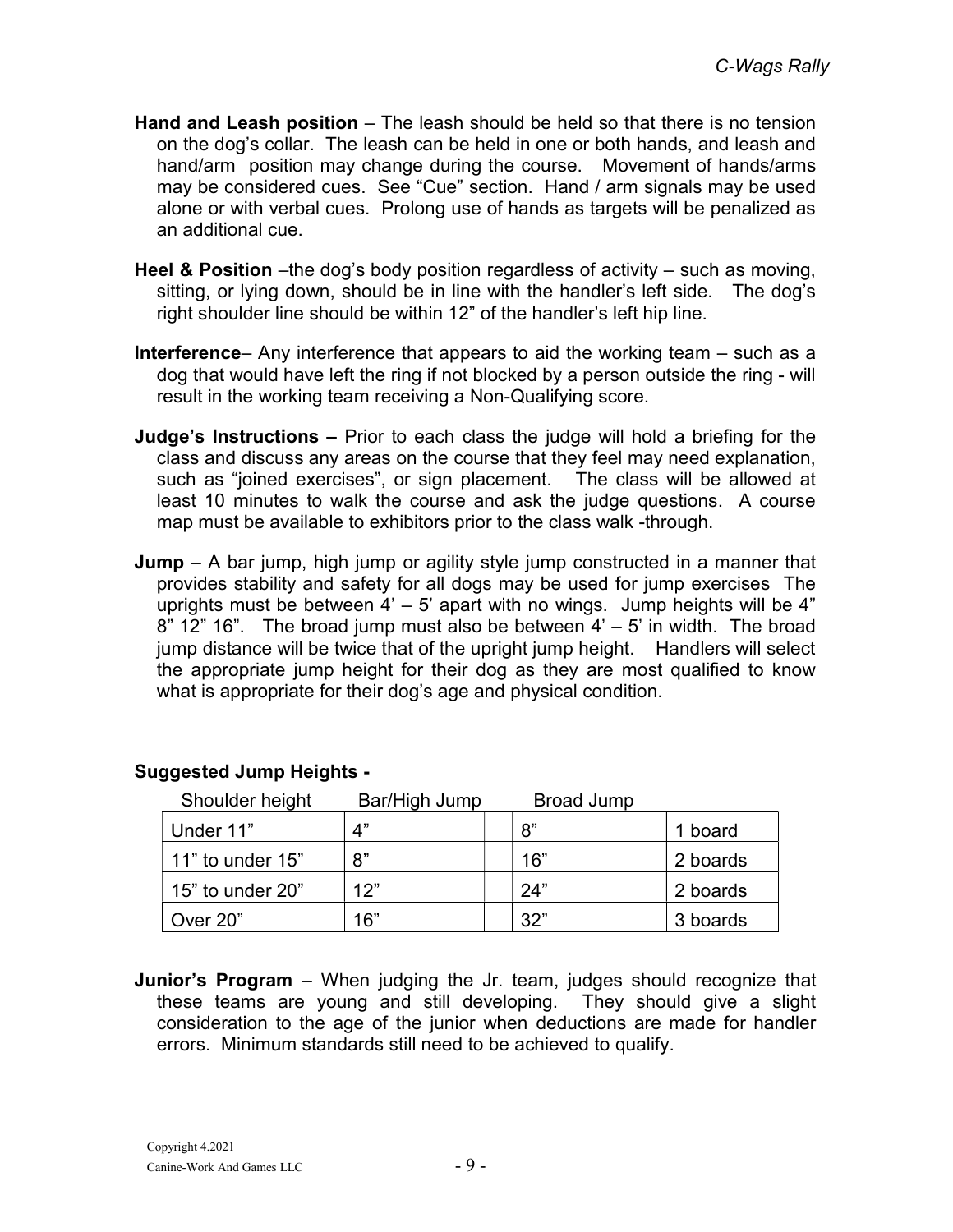**Hand and Leash position** – The leash should be held so that there is no tension on the dog's collar. The leash can be held in one or both hands, and leash and hand/arm position may change during the course. Movement of hands/arms may be considered cues. See "Cue" section. Hand / arm signals may be used alone or with verbal cues. Prolong use of hands as targets will be penalized as an additional cue.

**Heel & Position** –the dog's body position regardless of activity – such as moving, sitting, or lying down, should be in line with the handler's left side. The dog's right shoulder line should be within 12" of the handler's left hip line.

**Interference**– Any interference that appears to aid the working team – such as a dog that would have left the ring if not blocked by a person outside the ring - will result in the working team receiving a Non-Qualifying score.

**Judge's Instructions –** Prior to each class the judge will hold a briefing for the class and discuss any areas on the course that they feel may need explanation, such as "joined exercises", or sign placement. The class will be allowed at least 10 minutes to walk the course and ask the judge questions. A course map must be available to exhibitors prior to the class walk -through.

**Jump** – A bar jump, high jump or agility style jump constructed in a manner that provides stability and safety for all dogs may be used for jump exercises The uprights must be between 4' – 5' apart with no wings. Jump heights will be 4" 8" 12" 16". The broad jump must also be between 4' – 5' in width. The broad jump distance will be twice that of the upright jump height. Handlers will select the appropriate jump height for their dog as they are most qualified to know what is appropriate for their dog's age and physical condition.

**Suggested Jump Heights -**

| Shoulder height | Bar/High Jump | | Broad Jump | |
|---|---|---|---|---|
| Under 11" | 4" | | 8" | 1 board |
| 11" to under 15" | 8" | | 16" | 2 boards |
| 15" to under 20" | 12" | | 24" | 2 boards |
| Over 20" | 16" | | 32" | 3 boards |

**Junior's Program** – When judging the Jr. team, judges should recognize that these teams are young and still developing. They should give a slight consideration to the age of the junior when deductions are made for handler errors. Minimum standards still need to be achieved to qualify.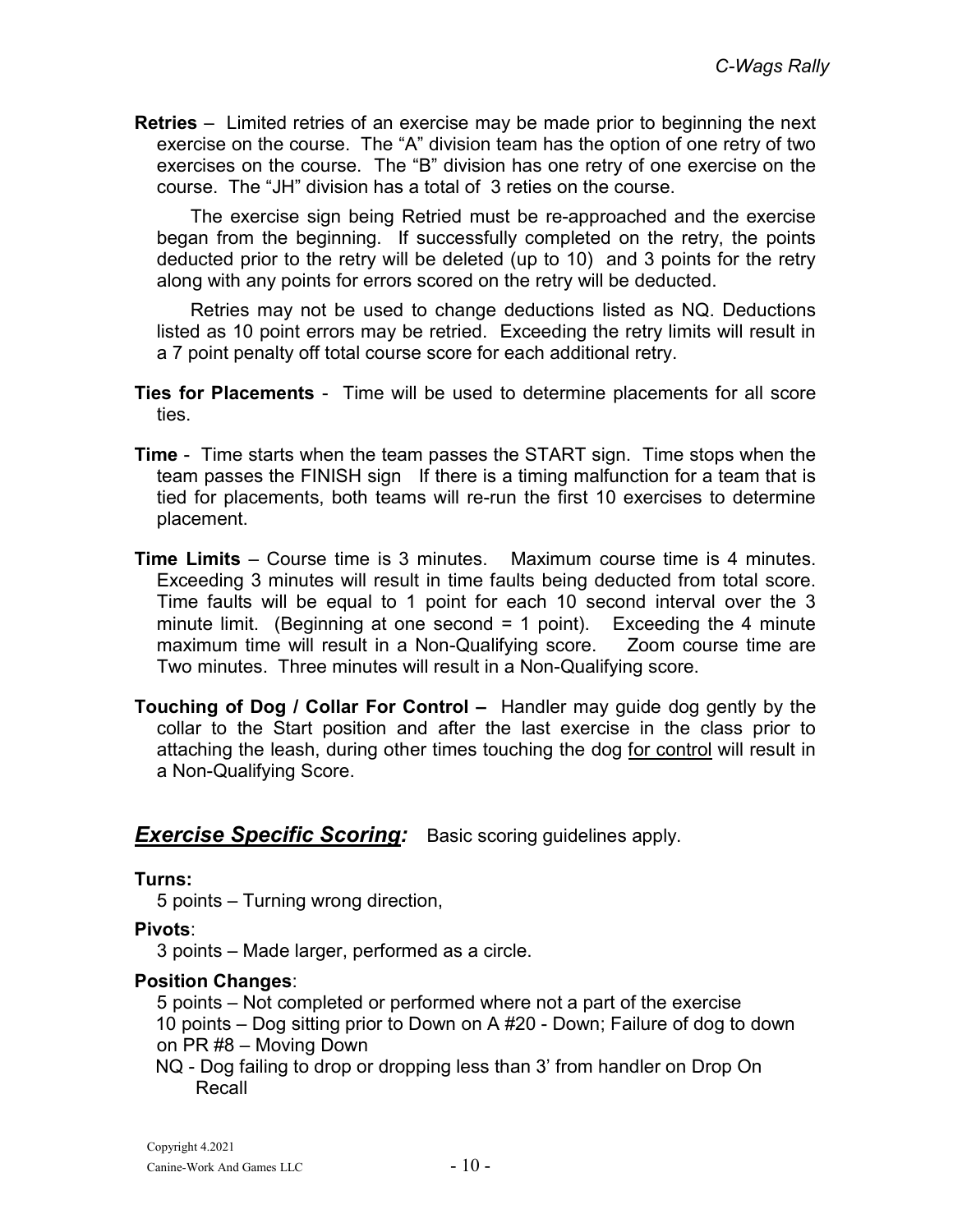**Retries** – Limited retries of an exercise may be made prior to beginning the next exercise on the course. The "A" division team has the option of one retry of two exercises on the course. The "B" division has one retry of one exercise on the course. The "JH" division has a total of 3 reties on the course.

The exercise sign being Retried must be re-approached and the exercise began from the beginning. If successfully completed on the retry, the points deducted prior to the retry will be deleted (up to 10) and 3 points for the retry along with any points for errors scored on the retry will be deducted.

Retries may not be used to change deductions listed as NQ. Deductions listed as 10 point errors may be retried. Exceeding the retry limits will result in a 7 point penalty off total course score for each additional retry.

**Ties for Placements** - Time will be used to determine placements for all score ties.

**Time** - Time starts when the team passes the START sign. Time stops when the team passes the FINISH sign If there is a timing malfunction for a team that is tied for placements, both teams will re-run the first 10 exercises to determine placement.

**Time Limits** – Course time is 3 minutes. Maximum course time is 4 minutes. Exceeding 3 minutes will result in time faults being deducted from total score. Time faults will be equal to 1 point for each 10 second interval over the 3 minute limit. (Beginning at one second = 1 point). Exceeding the 4 minute maximum time will result in a Non-Qualifying score. Zoom course time are Two minutes. Three minutes will result in a Non-Qualifying score.

**Touching of Dog / Collar For Control –** Handler may guide dog gently by the collar to the Start position and after the last exercise in the class prior to attaching the leash, during other times touching the dog <u>for control</u> will result in a Non-Qualifying Score.

## ***Exercise Specific Scoring:*** Basic scoring guidelines apply.

**Turns:**

5 points – Turning wrong direction,

**Pivots**:

3 points – Made larger, performed as a circle.

**Position Changes**:

5 points – Not completed or performed where not a part of the exercise
10 points – Dog sitting prior to Down on A #20 - Down; Failure of dog to down on PR #8 – Moving Down
NQ - Dog failing to drop or dropping less than 3' from handler on Drop On Recall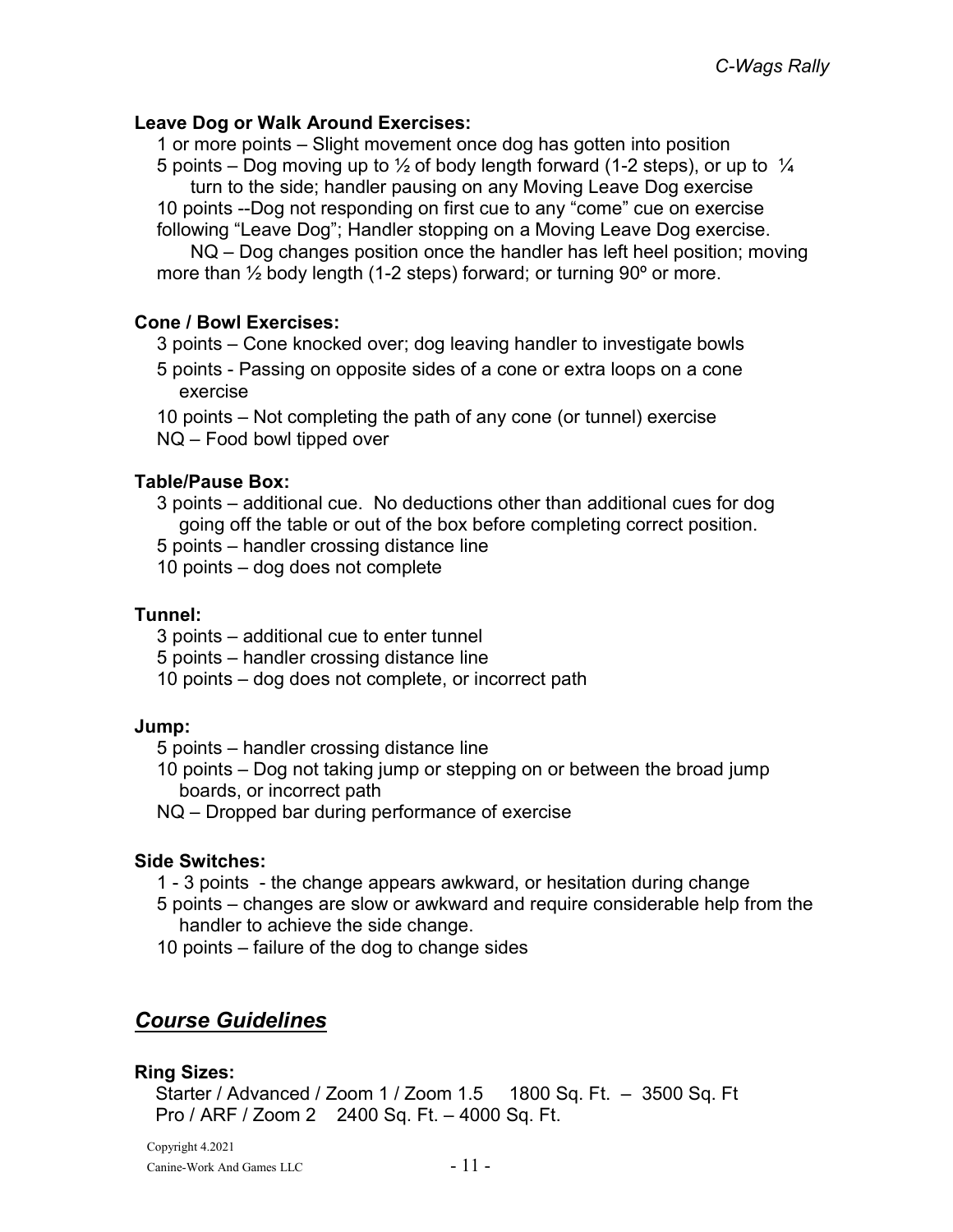**Leave Dog or Walk Around Exercises:**

1 or more points – Slight movement once dog has gotten into position
5 points – Dog moving up to ½ of body length forward (1-2 steps), or up to ¼ turn to the side; handler pausing on any Moving Leave Dog exercise
10 points --Dog not responding on first cue to any "come" cue on exercise following "Leave Dog"; Handler stopping on a Moving Leave Dog exercise.
NQ – Dog changes position once the handler has left heel position; moving more than ½ body length (1-2 steps) forward; or turning 90º or more.

**Cone / Bowl Exercises:**

3 points – Cone knocked over; dog leaving handler to investigate bowls
5 points - Passing on opposite sides of a cone or extra loops on a cone exercise
10 points – Not completing the path of any cone (or tunnel) exercise
NQ – Food bowl tipped over

**Table/Pause Box:**

3 points – additional cue. No deductions other than additional cues for dog going off the table or out of the box before completing correct position.
5 points – handler crossing distance line
10 points – dog does not complete

**Tunnel:**

3 points – additional cue to enter tunnel
5 points – handler crossing distance line
10 points – dog does not complete, or incorrect path

**Jump:**

5 points – handler crossing distance line
10 points – Dog not taking jump or stepping on or between the broad jump boards, or incorrect path
NQ – Dropped bar during performance of exercise

**Side Switches:**

1 - 3 points - the change appears awkward, or hesitation during change
5 points – changes are slow or awkward and require considerable help from the handler to achieve the side change.
10 points – failure of the dog to change sides

## ***Course Guidelines***

**Ring Sizes:**

Starter / Advanced / Zoom 1 / Zoom 1.5 1800 Sq. Ft. – 3500 Sq. Ft
Pro / ARF / Zoom 2 2400 Sq. Ft. – 4000 Sq. Ft.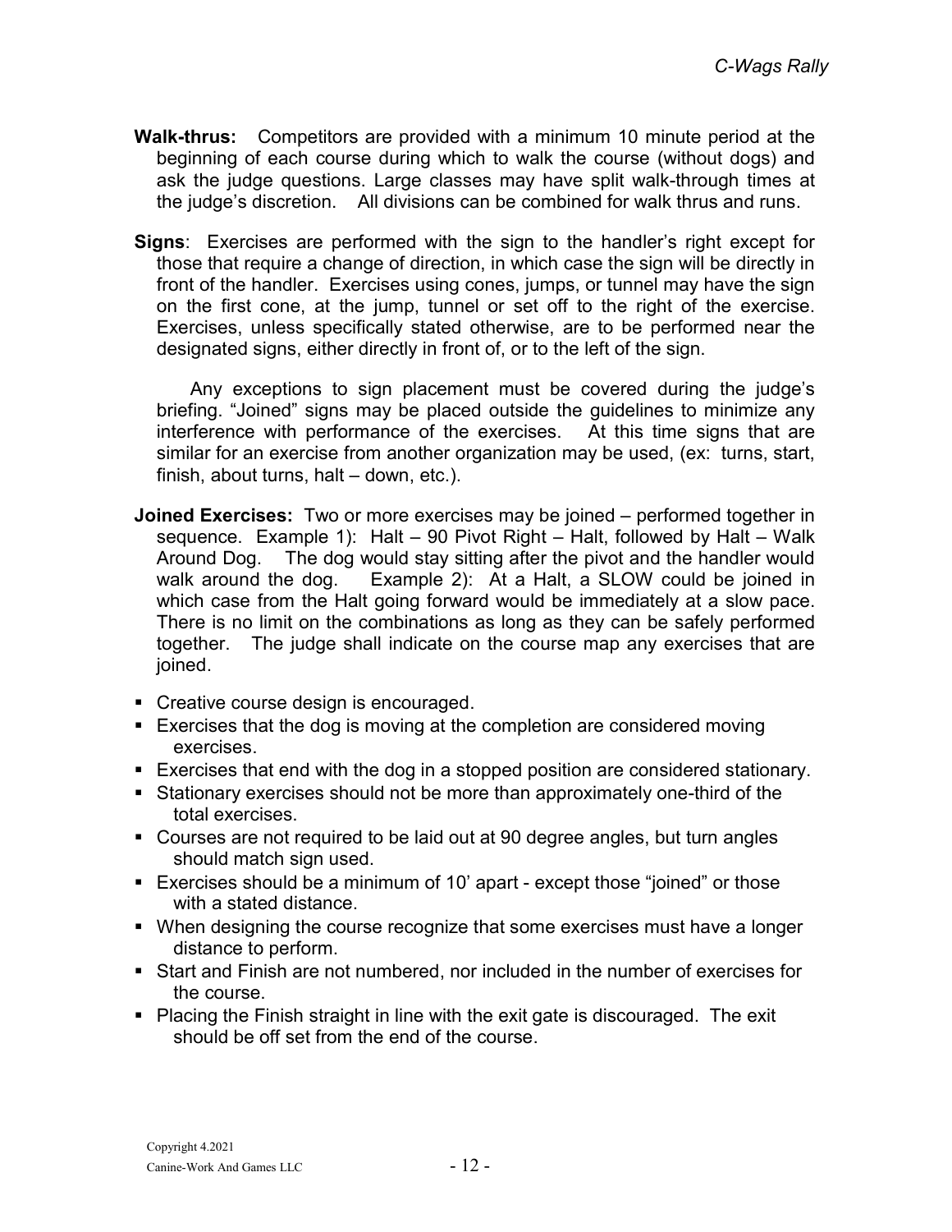**Walk-thrus:** Competitors are provided with a minimum 10 minute period at the beginning of each course during which to walk the course (without dogs) and ask the judge questions. Large classes may have split walk-through times at the judge's discretion. All divisions can be combined for walk thrus and runs.

**Signs**: Exercises are performed with the sign to the handler's right except for those that require a change of direction, in which case the sign will be directly in front of the handler. Exercises using cones, jumps, or tunnel may have the sign on the first cone, at the jump, tunnel or set off to the right of the exercise. Exercises, unless specifically stated otherwise, are to be performed near the designated signs, either directly in front of, or to the left of the sign.

Any exceptions to sign placement must be covered during the judge's briefing. "Joined" signs may be placed outside the guidelines to minimize any interference with performance of the exercises. At this time signs that are similar for an exercise from another organization may be used, (ex: turns, start, finish, about turns, halt – down, etc.).

**Joined Exercises:** Two or more exercises may be joined – performed together in sequence. Example 1): Halt – 90 Pivot Right – Halt, followed by Halt – Walk Around Dog. The dog would stay sitting after the pivot and the handler would walk around the dog. Example 2): At a Halt, a SLOW could be joined in which case from the Halt going forward would be immediately at a slow pace. There is no limit on the combinations as long as they can be safely performed together. The judge shall indicate on the course map any exercises that are joined.

- Creative course design is encouraged.
- Exercises that the dog is moving at the completion are considered moving exercises.
- Exercises that end with the dog in a stopped position are considered stationary.
- Stationary exercises should not be more than approximately one-third of the total exercises.
- Courses are not required to be laid out at 90 degree angles, but turn angles should match sign used.
- Exercises should be a minimum of 10' apart - except those "joined" or those with a stated distance.
- When designing the course recognize that some exercises must have a longer distance to perform.
- Start and Finish are not numbered, nor included in the number of exercises for the course.
- Placing the Finish straight in line with the exit gate is discouraged. The exit should be off set from the end of the course.